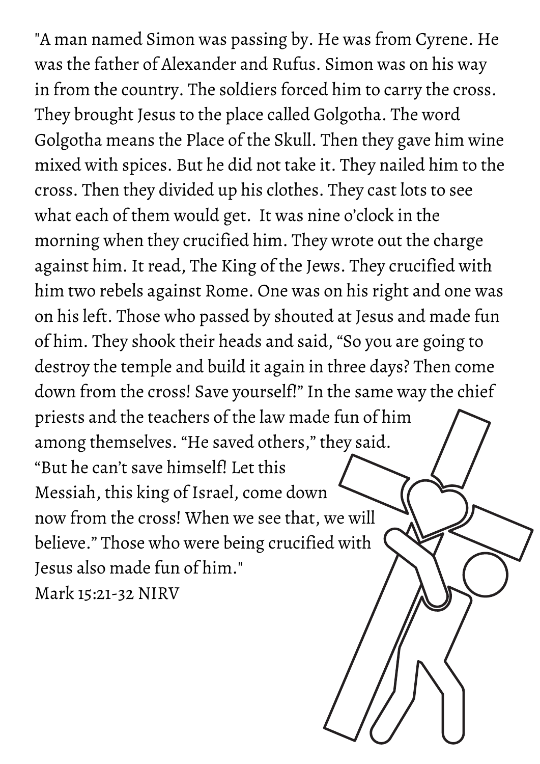"A man named Simon was passing by. He was from Cyrene. He was the father of Alexander and Rufus. Simon was on his way in from the country. The soldiers forced him to carry the cross. They brought Jesus to the place called Golgotha. The word Golgotha means the Place of the Skull. Then they gave him wine mixed with spices. But he did not take it. They nailed him to the cross. Then they divided up his clothes. They cast lots to see what each of them would get. It was nine o'clock in the morning when they crucified him. They wrote out the charge against him. It read, The King of the Jews. They crucified with him two rebels against Rome. One was on his right and one was on his left. Those who passed by shouted at Jesus and made fun of him. They shook their heads and said, "So you are going to destroy the temple and build it again in three days? Then come down from the cross! Save yourself!" In the same way the chief priests and the teachers of the law made fun of him among themselves. "He saved others," they said. "But he can't save himself! Let this Messiah, this king of Israel, come down now from the cross! When we see that, we will believe." Those who were being crucified with Jesus also made fun of him."

Mark 15:21-32 NIRV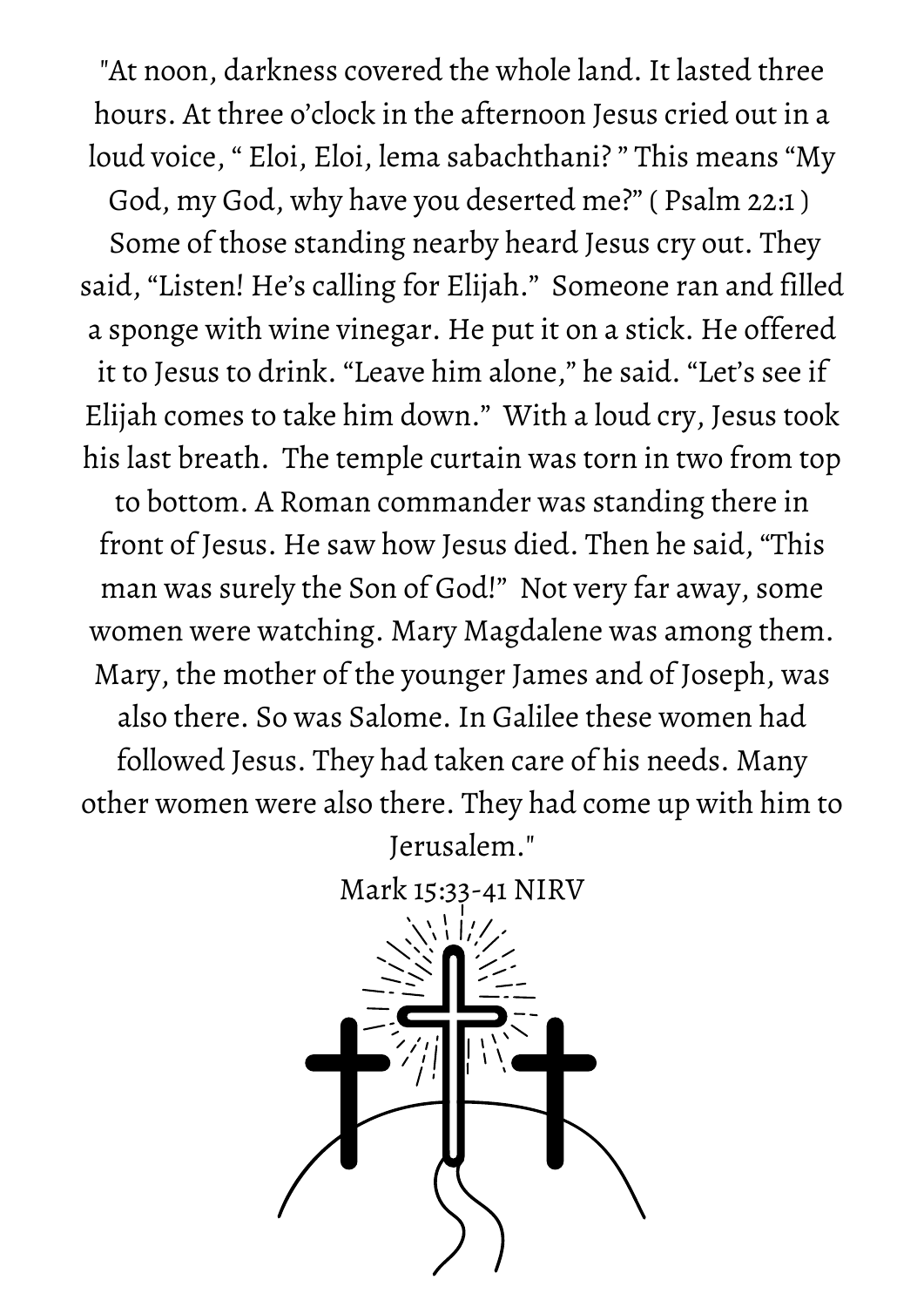"At noon, darkness covered the whole land. It lasted three hours. At three o'clock in the afternoon Jesus cried out in a loud voice, " Eloi, Eloi, lema sabachthani? " This means "My God, my God, why have you deserted me?" ( Psalm 22:1 ) Some of those standing nearby heard Jesus cry out. They said, "Listen! He's calling for Elijah." Someone ran and filled a sponge with wine vinegar. He put it on a stick. He offered it to Jesus to drink. "Leave him alone," he said. "Let's see if Elijah comes to take him down." With a loud cry, Jesus took his last breath. The temple curtain was torn in two from top to bottom. A Roman commander was standing there in front of Jesus. He saw how Jesus died. Then he said, "This man was surely the Son of God!" Not very far away, some women were watching. Mary Magdalene was among them. Mary, the mother of the younger James and of Joseph, was also there. So was Salome. In Galilee these women had followed Jesus. They had taken care of his needs. Many other women were also there. They had come up with him to Jerusalem."

Mark 15:33-41 NIRV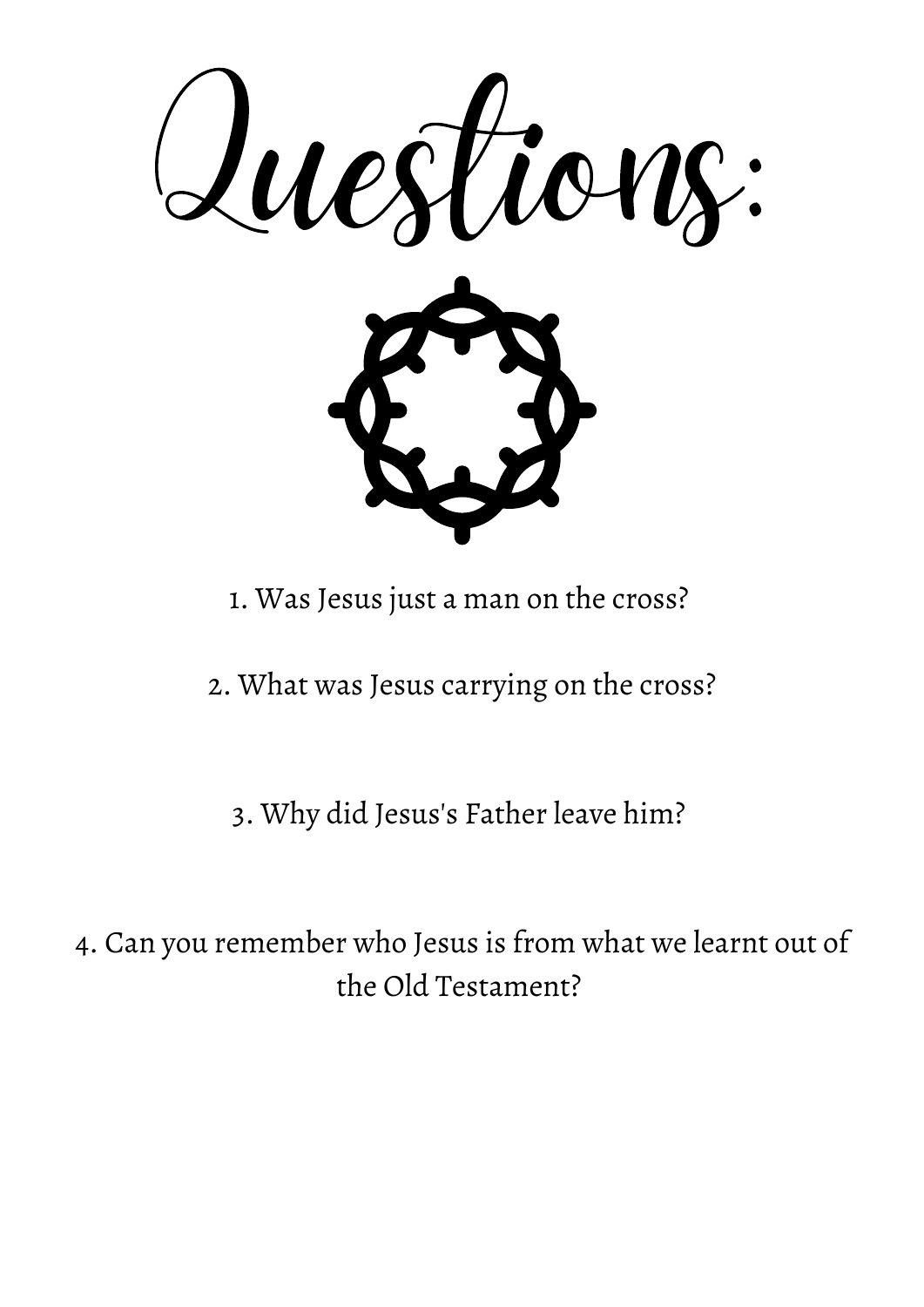# Questions:

1. Was Jesus just a man on the cross?

2. What was Jesus carrying on the cross?

3. Why did Jesus's Father leave him?

4. Can you remember who Jesus is from what we learnt out of the Old Testament?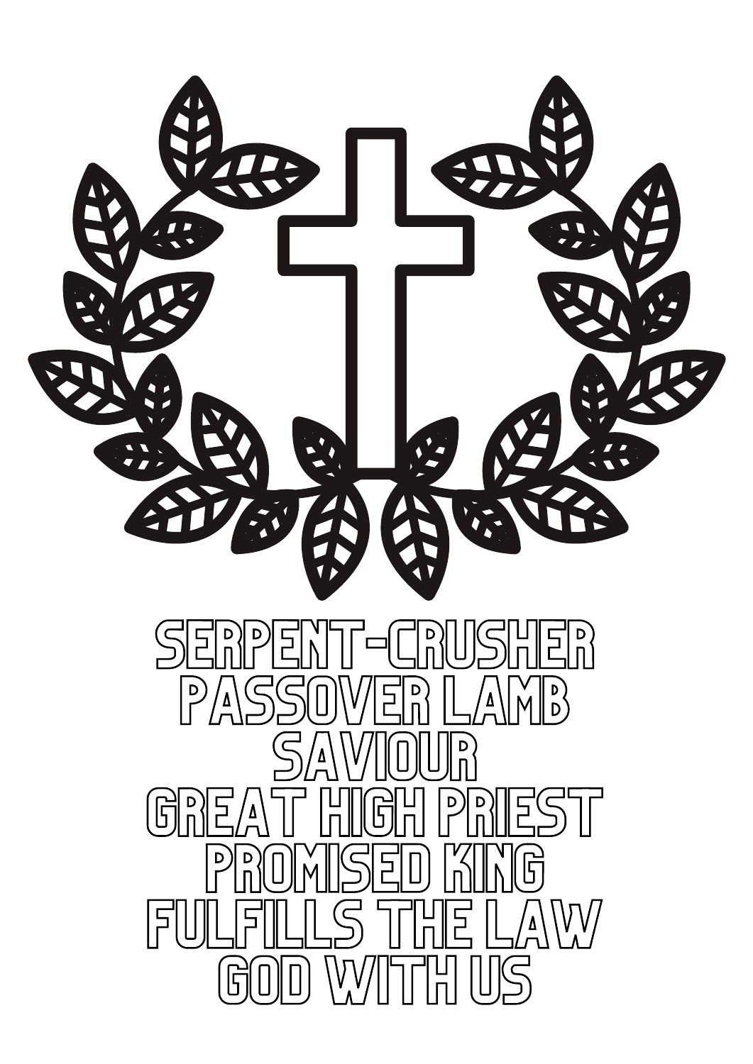SERPENT-CRUSHER
PASSOVER LAMB
SAVIOUR
GREAT HIGH PRIEST
PROMISED KING
FULFILLS THE LAW
GOD WITH US